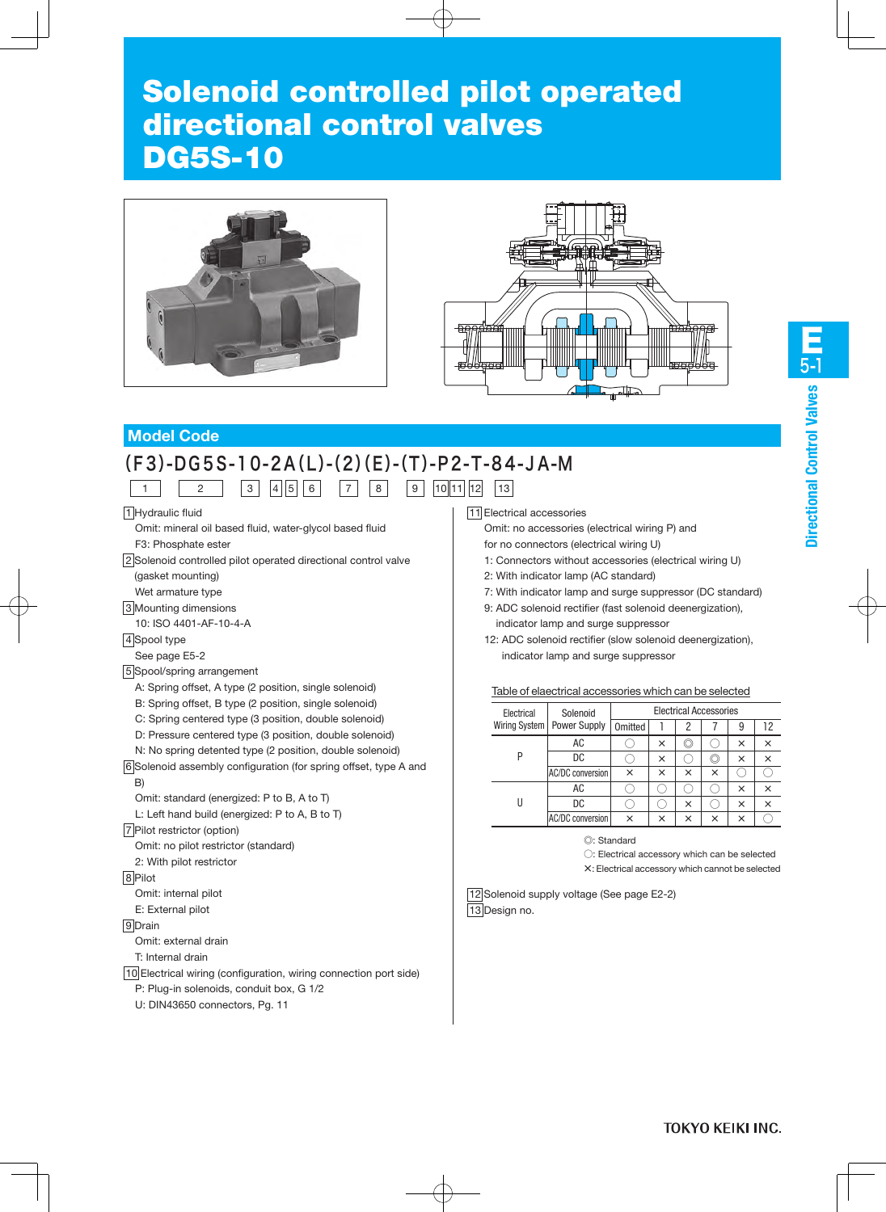# Solenoid controlled pilot operated directional control valves DG5S-10

## Model Code

(F3)-DG5S-10-2A(L)-(2)(E)-(T)-P2-T-84-JA-M

1 | 2 | 3 | 4 | 5 | 6 | 7 | 8 | 9 | 10 | 11 | 12 | 13

1 Hydraulic fluid
- Omit: mineral oil based fluid, water-glycol based fluid
- F3: Phosphate ester

2 Solenoid controlled pilot operated directional control valve (gasket mounting)
Wet armature type

3 Mounting dimensions
- 10: ISO 4401-AF-10-4-A

4 Spool type
See page E5-2

5 Spool/spring arrangement
- A: Spring offset, A type (2 position, single solenoid)
- B: Spring offset, B type (2 position, single solenoid)
- C: Spring centered type (3 position, double solenoid)
- D: Pressure centered type (3 position, double solenoid)
- N: No spring detented type (2 position, double solenoid)

6 Solenoid assembly configuration (for spring offset, type A and B)
- Omit: standard (energized: P to B, A to T)
- L: Left hand build (energized: P to A, B to T)

7 Pilot restrictor (option)
- Omit: no pilot restrictor (standard)
- 2: With pilot restrictor

8 Pilot
- Omit: internal pilot
- E: External pilot

9 Drain
- Omit: external drain
- T: Internal drain

10 Electrical wiring (configuration, wiring connection port side)
- P: Plug-in solenoids, conduit box, G 1/2
- U: DIN43650 connectors, Pg. 11

11 Electrical accessories
- Omit: no accessories (electrical wiring P) and for no connectors (electrical wiring U)
- 1: Connectors without accessories (electrical wiring U)
- 2: With indicator lamp (AC standard)
- 7: With indicator lamp and surge suppressor (DC standard)
- 9: ADC solenoid rectifier (fast solenoid deenergization), indicator lamp and surge suppressor
- 12: ADC solenoid rectifier (slow solenoid deenergization), indicator lamp and surge suppressor

Table of elaectrical accessories which can be selected

| Electrical Wiring System | Solenoid Power Supply | Electrical Accessories | | | | | |
|---|---|---|---|---|---|---|---|
| | | Omitted | 1 | 2 | 7 | 9 | 12 |
| P | AC | ○ | × | ◎ | ○ | × | × |
| | DC | ○ | × | ○ | ◎ | × | × |
| | AC/DC conversion | × | × | × | × | ○ | ○ |
| U | AC | ○ | ○ | ○ | ○ | × | × |
| | DC | ○ | ○ | × | ○ | × | × |
| | AC/DC conversion | × | × | × | × | × | ○ |

◎: Standard
○: Electrical accessory which can be selected
×: Electrical accessory which cannot be selected

12 Solenoid supply voltage (See page E2-2)

13 Design no.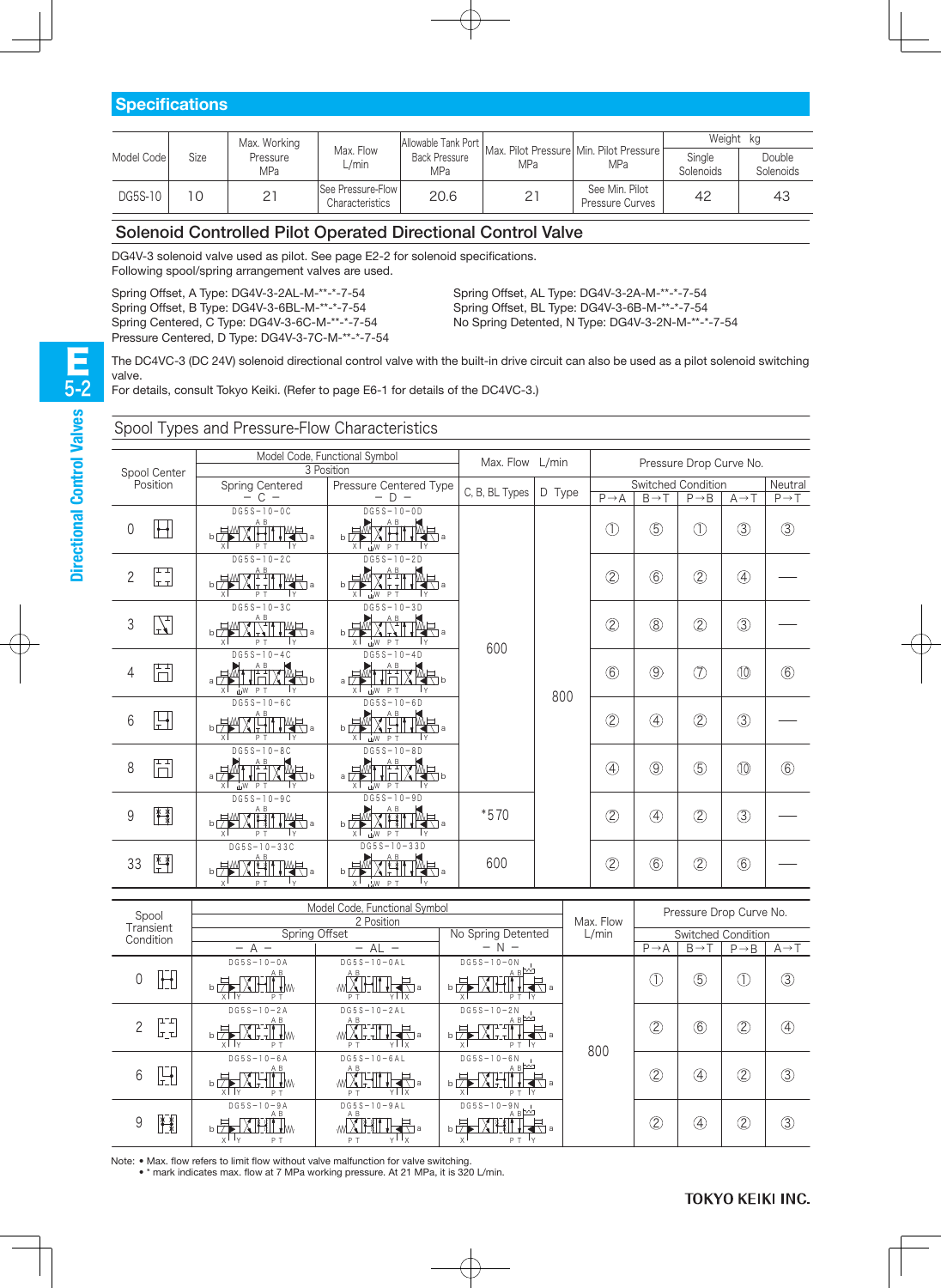## Specifications

| Model Code | Size | Max. Working Pressure MPa | Max. Flow L/min | Allowable Tank Port Back Pressure MPa | Max. Pilot Pressure MPa | Min. Pilot Pressure MPa | Weight kg | |
|---|---|---|---|---|---|---|---|---|
| | | | | | | | Single Solenoids | Double Solenoids |
| DG5S-10 | 10 | 21 | See Pressure-Flow Characteristics | 20.6 | 21 | See Min. Pilot Pressure Curves | 42 | 43 |

## Solenoid Controlled Pilot Operated Directional Control Valve

DG4V-3 solenoid valve used as pilot. See page E2-2 for solenoid specifications.
Following spool/spring arrangement valves are used.

Spring Offset, A Type: DG4V-3-2AL-M-**-*-7-54
Spring Offset, B Type: DG4V-3-6BL-M-**-*-7-54
Spring Centered, C Type: DG4V-3-6C-M-**-*-7-54
Pressure Centered, D Type: DG4V-3-7C-M-**-*-7-54
Spring Offset, AL Type: DG4V-3-2A-M-**-*-7-54
Spring Offset, BL Type: DG4V-3-6B-M-**-*-7-54
No Spring Detented, N Type: DG4V-3-2N-M-**-*-7-54

The DC4VC-3 (DC 24V) solenoid directional control valve with the built-in drive circuit can also be used as a pilot solenoid switching valve.
For details, consult Tokyo Keiki. (Refer to page E6-1 for details of the DC4VC-3.)

## Spool Types and Pressure-Flow Characteristics

| Spool Center Position | Model Code, Functional Symbol 3 Position: Spring Centered – C – | Pressure Centered Type – D – | Max. Flow L/min: C, B, BL Types | D Type | Pressure Drop Curve No. Switched Condition: P→A | B→T | P→B | A→T | Neutral P→T |
|---|---|---|---|---|---|---|---|---|---|
| 0 | DG5S-10-0C | DG5S-10-0D | 600 | 800 | ① | ⑤ | ① | ③ | ③ |
| 2 | DG5S-10-2C | DG5S-10-2D | 600 | 800 | ② | ⑥ | ② | ④ | — |
| 3 | DG5S-10-3C | DG5S-10-3D | 600 | 800 | ② | ⑧ | ② | ③ | — |
| 4 | DG5S-10-4C | DG5S-10-4D | 600 | 800 | ⑥ | ⑨ | ⑦ | ⑩ | ⑥ |
| 6 | DG5S-10-6C | DG5S-10-6D | 600 | 800 | ② | ④ | ② | ③ | — |
| 8 | DG5S-10-8C | DG5S-10-8D | 600 | 800 | ④ | ⑨ | ⑤ | ⑩ | ⑥ |
| 9 | DG5S-10-9C | DG5S-10-9D | *570 | 800 | ② | ④ | ② | ③ | — |
| 33 | DG5S-10-33C | DG5S-10-33D | 600 | 800 | ② | ⑥ | ② | ⑥ | — |

| Spool Transient Condition | Model Code, Functional Symbol 2 Position: Spring Offset – A – | Spring Offset – AL – | No Spring Detented – N – | Max. Flow L/min | Pressure Drop Curve No. Switched Condition: P→A | B→T | P→B | A→T |
|---|---|---|---|---|---|---|---|---|
| 0 | DG5S-10-0A | DG5S-10-0AL | DG5S-10-0N | 800 | ① | ⑤ | ① | ③ |
| 2 | DG5S-10-2A | DG5S-10-2AL | DG5S-10-2N | 800 | ② | ⑥ | ② | ④ |
| 6 | DG5S-10-6A | DG5S-10-6AL | DG5S-10-6N | 800 | ② | ④ | ② | ③ |
| 9 | DG5S-10-9A | DG5S-10-9AL | DG5S-10-9N | 800 | ② | ④ | ② | ③ |

Note: • Max. flow refers to limit flow without valve malfunction for valve switching.
• * mark indicates max. flow at 7 MPa working pressure. At 21 MPa, it is 320 L/min.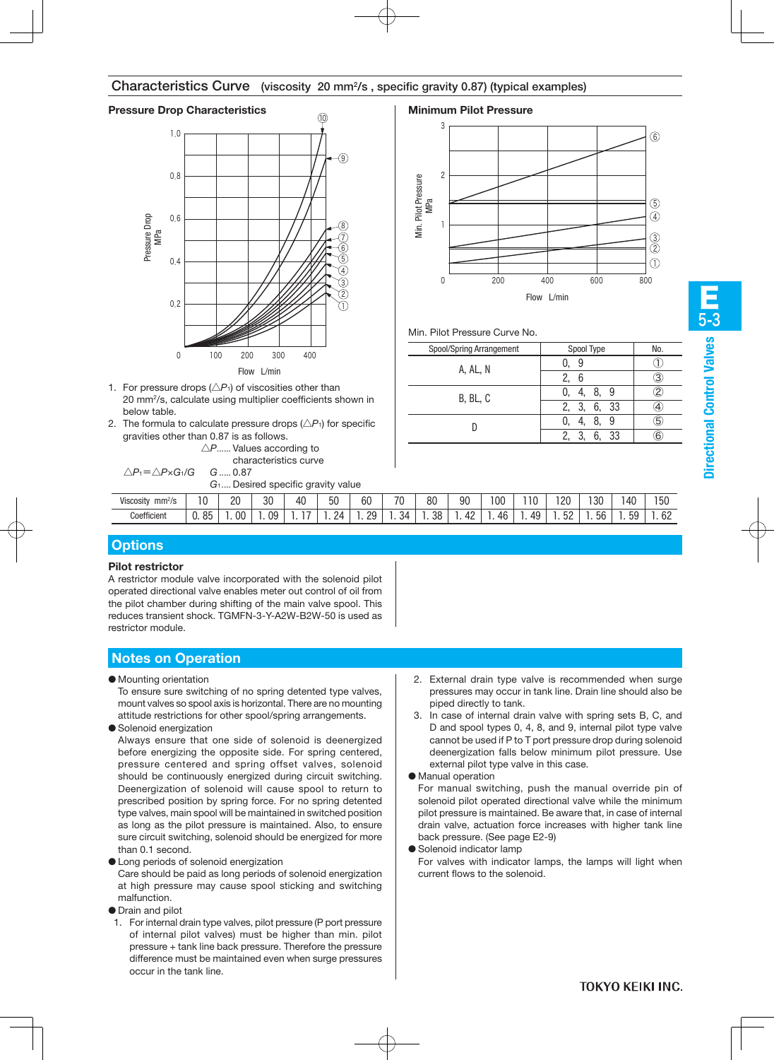## Characteristics Curve (viscosity 20 mm²/s , specific gravity 0.87) (typical examples)

### Pressure Drop Characteristics

1. For pressure drops ($\triangle P_1$) of viscosities other than 20 mm²/s, calculate using multiplier coefficients shown in below table.
2. The formula to calculate pressure drops ($\triangle P_1$) for specific gravities other than 0.87 is as follows.

$\triangle P_1 = \triangle P \times G_1 / G$

$\triangle P$...... Values according to characteristics curve
$G$ ..... 0.87
$G_1$.... Desired specific gravity value

| Viscosity mm²/s | 10 | 20 | 30 | 40 | 50 | 60 | 70 | 80 | 90 | 100 | 110 | 120 | 130 | 140 | 150 |
|---|---|---|---|---|---|---|---|---|---|---|---|---|---|---|---|
| Coefficient | 0.85 | 1.00 | 1.09 | 1.17 | 1.24 | 1.29 | 1.34 | 1.38 | 1.42 | 1.46 | 1.49 | 1.52 | 1.56 | 1.59 | 1.62 |

### Minimum Pilot Pressure

Min. Pilot Pressure Curve No.

| Spool/Spring Arrangement | Spool Type | No. |
|---|---|---|
| A, AL, N | 0, 9 | ① |
| | 2, 6 | ③ |
| B, BL, C | 0, 4, 8, 9 | ② |
| | 2, 3, 6, 33 | ④ |
| D | 0, 4, 8, 9 | ⑤ |
| | 2, 3, 6, 33 | ⑥ |

## Options

**Pilot restrictor**

A restrictor module valve incorporated with the solenoid pilot operated directional valve enables meter out control of oil from the pilot chamber during shifting of the main valve spool. This reduces transient shock. TGMFN-3-Y-A2W-B2W-50 is used as restrictor module.

## Notes on Operation

- **Mounting orientation**
  To ensure sure switching of no spring detented type valves, mount valves so spool axis is horizontal. There are no mounting attitude restrictions for other spool/spring arrangements.
- **Solenoid energization**
  Always ensure that one side of solenoid is deenergized before energizing the opposite side. For spring centered, pressure centered and spring offset valves, solenoid should be continuously energized during circuit switching. Deenergization of solenoid will cause spool to return to prescribed position by spring force. For no spring detented type valves, main spool will be maintained in switched position as long as the pilot pressure is maintained. Also, to ensure sure circuit switching, solenoid should be energized for more than 0.1 second.
- **Long periods of solenoid energization**
  Care should be paid as long periods of solenoid energization at high pressure may cause spool sticking and switching malfunction.
- **Drain and pilot**
  1. For internal drain type valves, pilot pressure (P port pressure of internal pilot valves) must be higher than min. pilot pressure + tank line back pressure. Therefore the pressure difference must be maintained even when surge pressures occur in the tank line.
  2. External drain type valve is recommended when surge pressures may occur in tank line. Drain line should also be piped directly to tank.
  3. In case of internal drain valve with spring sets B, C, and D and spool types 0, 4, 8, and 9, internal pilot type valve cannot be used if P to T port pressure drop during solenoid deenergization falls below minimum pilot pressure. Use external pilot type valve in this case.
- **Manual operation**
  For manual switching, push the manual override pin of solenoid pilot operated directional valve while the minimum pilot pressure is maintained. Be aware that, in case of internal drain valve, actuation force increases with higher tank line back pressure. (See page E2-9)
- **Solenoid indicator lamp**
  For valves with indicator lamps, the lamps will light when current flows to the solenoid.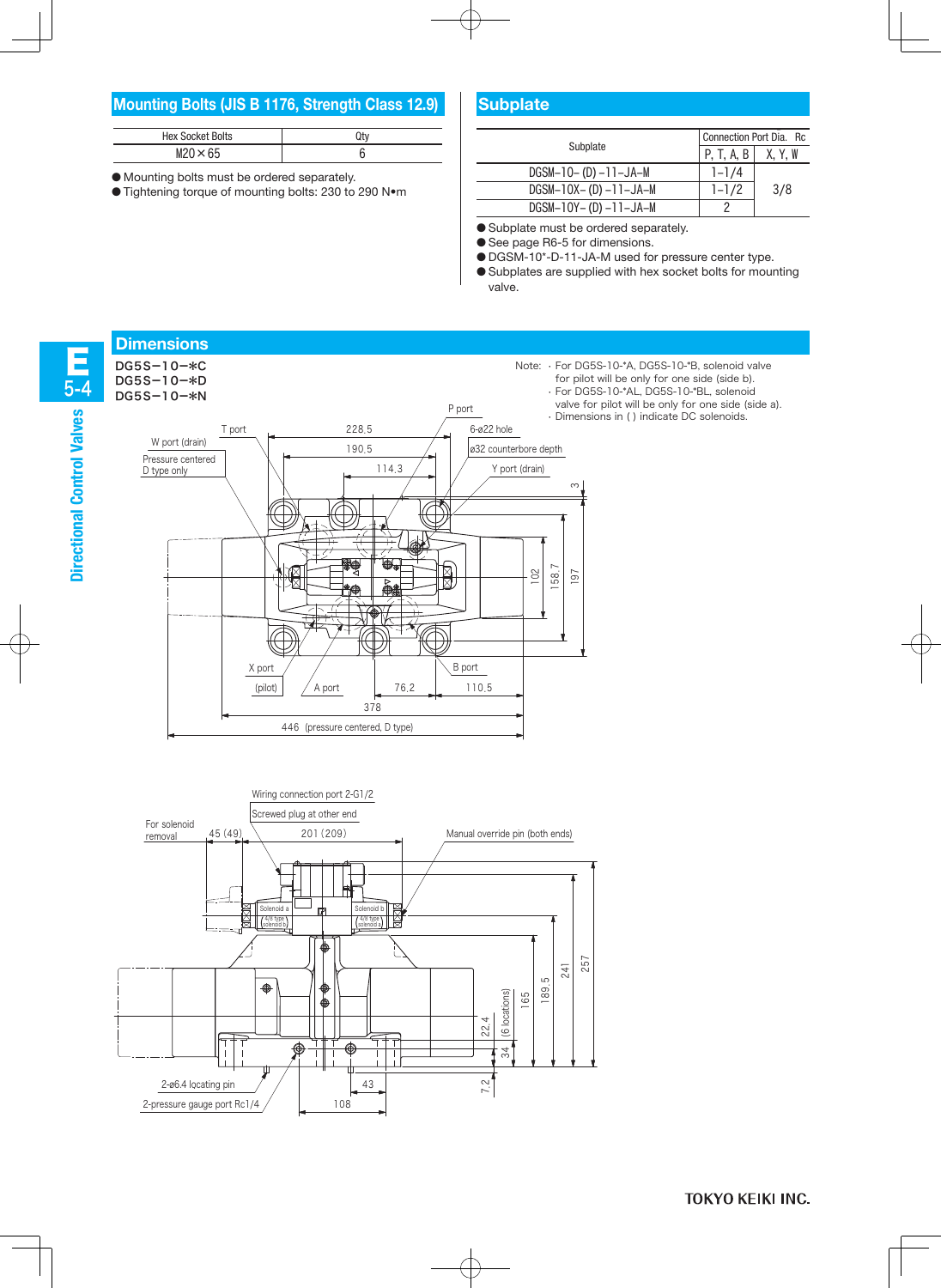## Mounting Bolts (JIS B 1176, Strength Class 12.9)

| Hex Socket Bolts | Qty |
|---|---|
| M20 × 65 | 6 |

- Mounting bolts must be ordered separately.
- Tightening torque of mounting bolts: 230 to 290 N•m

## Subplate

| Subplate | Connection Port Dia. Rc | |
|---|---|---|
| | P, T, A, B | X, Y, W |
| DGSM-10- (D) -11-JA-M | 1-1/4 | 3/8 |
| DGSM-10X- (D) -11-JA-M | 1-1/2 | |
| DGSM-10Y- (D) -11-JA-M | 2 | |

- Subplate must be ordered separately.
- See page R6-5 for dimensions.
- DGSM-10*-D-11-JA-M used for pressure center type.
- Subplates are supplied with hex socket bolts for mounting valve.

## Dimensions

DG5S-10-*C
DG5S-10-*D
DG5S-10-*N

Note:
- For DG5S-10-*A, DG5S-10-*B, solenoid valve for pilot will be only for one side (side b).
- For DG5S-10-*AL, DG5S-10-*BL, solenoid valve for pilot will be only for one side (side a).
- Dimensions in ( ) indicate DC solenoids.

P port, T port, W port (drain), Pressure centered D type only, 228.5, 190.5, 114.3, 6-ø22 hole, ø32 counterbore depth, Y port (drain), 3, 102, 158.7, 197, X port (pilot), A port, B port, 76.2, 110.5, 378, 446 (pressure centered, D type)

Wiring connection port 2-G1/2, Screwed plug at other end, For solenoid removal, 45 (49), 201 (209), Manual override pin (both ends), Solenoid a, Solenoid b, 22.4, 34 (6 locations), 165, 189.5, 241, 257, 7.2, 2-ø6.4 locating pin, 2-pressure gauge port Rc1/4, 43, 108

TOKYO KEIKI INC.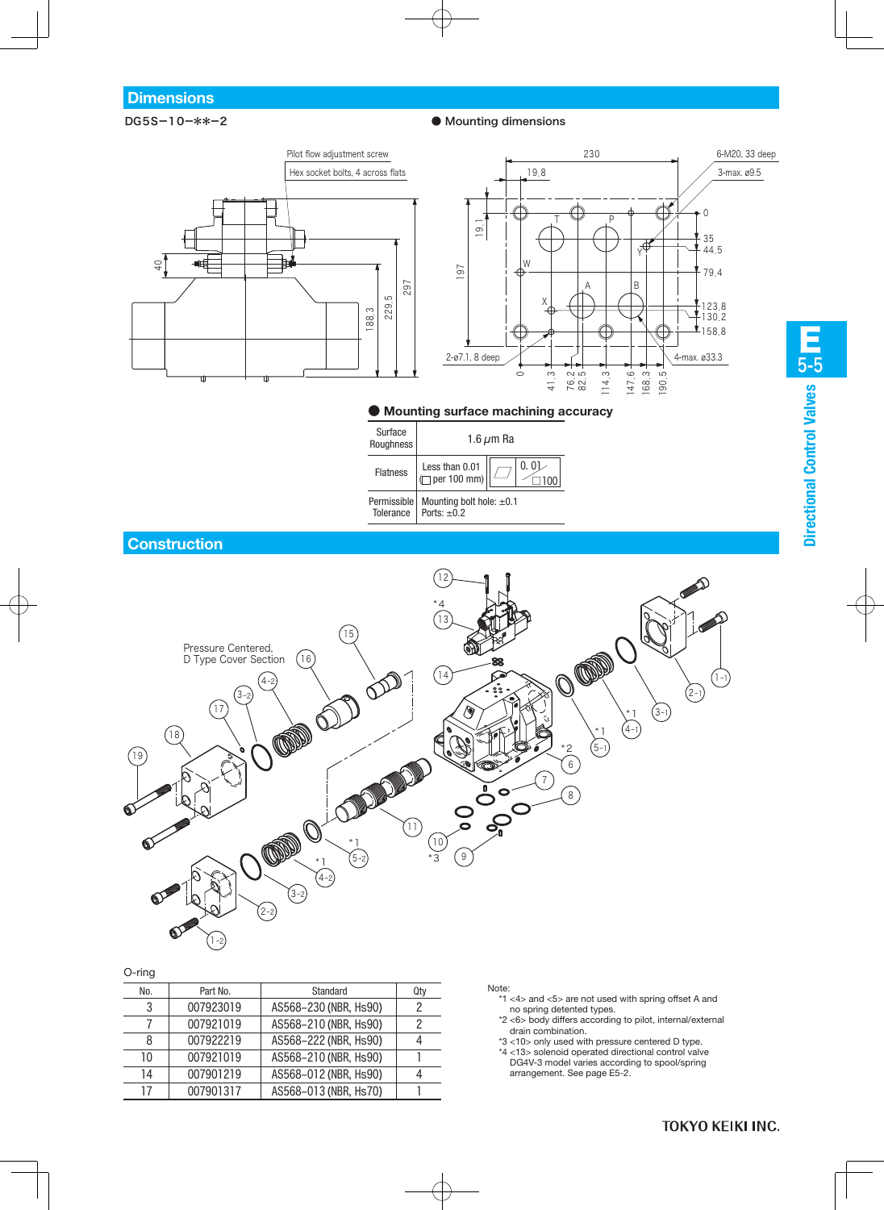## Dimensions

DG5S−10−✽✽−2

● Mounting dimensions

Pilot flow adjustment screw

Hex socket bolts, 4 across flats

40
188.3
229.5
297

230
19.8
6-M20, 33 deep
3-max. ø9.5
197
19.1
0
35
44.5
79.4
123.8
130.2
158.8
T
P
Y
W
A
B
X
2-ø7.1, 8 deep
4-max. ø33.3
0
41.3
76.2
82.5
114.3
147.6
168.3
190.5

### ● Mounting surface machining accuracy

| | |
|---|---|
| Surface Roughness | 1.6 μm Ra |
| Flatness | Less than 0.01 (□ per 100 mm) — ⏥ 0.01/□100 |
| Permissible Tolerance | Mounting bolt hole: ±0.1<br>Ports: ±0.2 |

## Construction

Pressure Centered, D Type Cover Section

O-ring

| No. | Part No. | Standard | Qty |
|---|---|---|---|
| 3 | 007923019 | AS568–230 (NBR, Hs90) | 2 |
| 7 | 007921019 | AS568–210 (NBR, Hs90) | 2 |
| 8 | 007922219 | AS568–222 (NBR, Hs90) | 4 |
| 10 | 007921019 | AS568–210 (NBR, Hs90) | 1 |
| 14 | 007901219 | AS568–012 (NBR, Hs90) | 4 |
| 17 | 007901317 | AS568–013 (NBR, Hs70) | 1 |

Note:
*1 <4> and <5> are not used with spring offset A and no spring detented types.
*2 <6> body differs according to pilot, internal/external drain combination.
*3 <10> only used with pressure centered D type.
*4 <13> solenoid operated directional control valve DG4V-3 model varies according to spool/spring arrangement. See page E5-2.

TOKYO KEIKI INC.